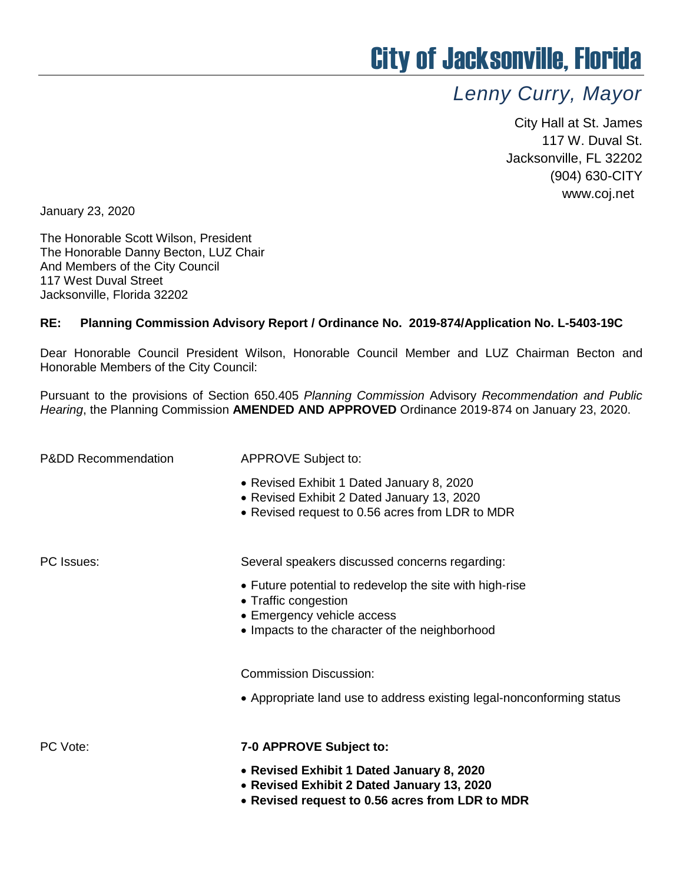# City of Jacksonville, Florida

*Lenny Curry, Mayor*

City Hall at St. James
117 W. Duval St.
Jacksonville, FL 32202
(904) 630-CITY
www.coj.net

January 23, 2020

The Honorable Scott Wilson, President
The Honorable Danny Becton, LUZ Chair
And Members of the City Council
117 West Duval Street
Jacksonville, Florida 32202

**RE: Planning Commission Advisory Report / Ordinance No. 2019-874/Application No. L-5403-19C**

Dear Honorable Council President Wilson, Honorable Council Member and LUZ Chairman Becton and Honorable Members of the City Council:

Pursuant to the provisions of Section 650.405 *Planning Commission* Advisory *Recommendation and Public Hearing*, the Planning Commission **AMENDED AND APPROVED** Ordinance 2019-874 on January 23, 2020.

P&DD Recommendation: APPROVE Subject to:

- Revised Exhibit 1 Dated January 8, 2020
- Revised Exhibit 2 Dated January 13, 2020
- Revised request to 0.56 acres from LDR to MDR

PC Issues: Several speakers discussed concerns regarding:

- Future potential to redevelop the site with high-rise
- Traffic congestion
- Emergency vehicle access
- Impacts to the character of the neighborhood

Commission Discussion:

- Appropriate land use to address existing legal-nonconforming status

PC Vote: **7-0 APPROVE Subject to:**

- **Revised Exhibit 1 Dated January 8, 2020**
- **Revised Exhibit 2 Dated January 13, 2020**
- **Revised request to 0.56 acres from LDR to MDR**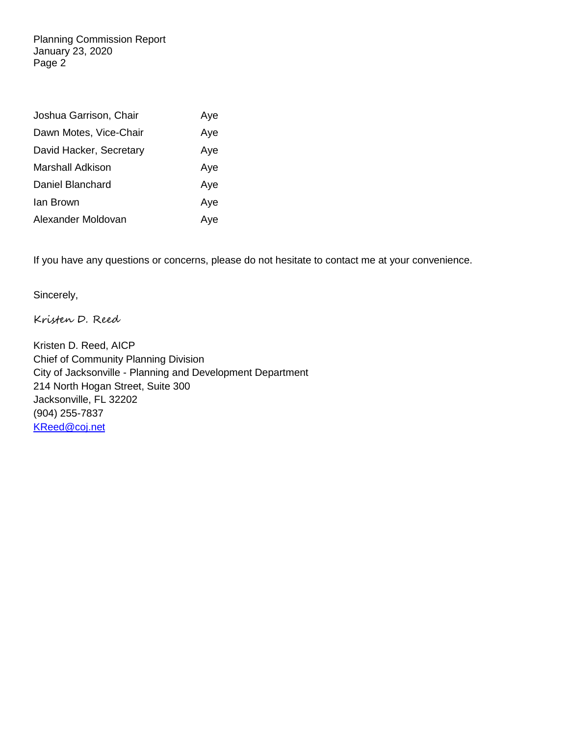| | |
|---|---|
| Joshua Garrison, Chair | Aye |
| Dawn Motes, Vice-Chair | Aye |
| David Hacker, Secretary | Aye |
| Marshall Adkison | Aye |
| Daniel Blanchard | Aye |
| Ian Brown | Aye |
| Alexander Moldovan | Aye |

If you have any questions or concerns, please do not hesitate to contact me at your convenience.

Sincerely,

*Kristen D. Reed*

Kristen D. Reed, AICP
Chief of Community Planning Division
City of Jacksonville - Planning and Development Department
214 North Hogan Street, Suite 300
Jacksonville, FL 32202
(904) 255-7837
KReed@coj.net